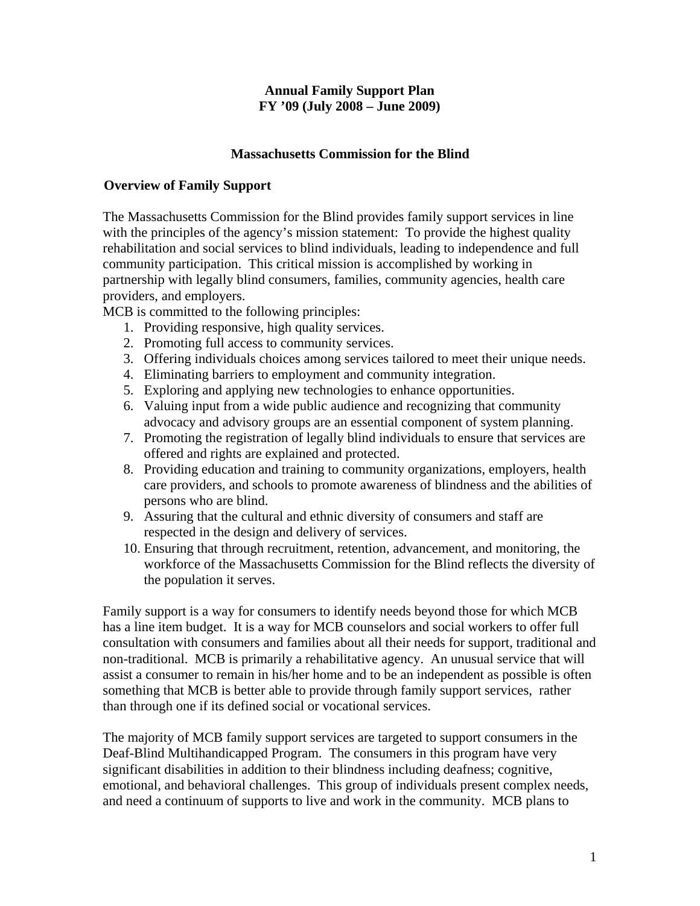**Annual Family Support Plan**
**FY '09 (July 2008 – June 2009)**

**Massachusetts Commission for the Blind**

## Overview of Family Support

The Massachusetts Commission for the Blind provides family support services in line with the principles of the agency's mission statement: To provide the highest quality rehabilitation and social services to blind individuals, leading to independence and full community participation. This critical mission is accomplished by working in partnership with legally blind consumers, families, community agencies, health care providers, and employers.

MCB is committed to the following principles:

1. Providing responsive, high quality services.
2. Promoting full access to community services.
3. Offering individuals choices among services tailored to meet their unique needs.
4. Eliminating barriers to employment and community integration.
5. Exploring and applying new technologies to enhance opportunities.
6. Valuing input from a wide public audience and recognizing that community advocacy and advisory groups are an essential component of system planning.
7. Promoting the registration of legally blind individuals to ensure that services are offered and rights are explained and protected.
8. Providing education and training to community organizations, employers, health care providers, and schools to promote awareness of blindness and the abilities of persons who are blind.
9. Assuring that the cultural and ethnic diversity of consumers and staff are respected in the design and delivery of services.
10. Ensuring that through recruitment, retention, advancement, and monitoring, the workforce of the Massachusetts Commission for the Blind reflects the diversity of the population it serves.

Family support is a way for consumers to identify needs beyond those for which MCB has a line item budget. It is a way for MCB counselors and social workers to offer full consultation with consumers and families about all their needs for support, traditional and non-traditional. MCB is primarily a rehabilitative agency. An unusual service that will assist a consumer to remain in his/her home and to be an independent as possible is often something that MCB is better able to provide through family support services, rather than through one if its defined social or vocational services.

The majority of MCB family support services are targeted to support consumers in the Deaf-Blind Multihandicapped Program. The consumers in this program have very significant disabilities in addition to their blindness including deafness; cognitive, emotional, and behavioral challenges. This group of individuals present complex needs, and need a continuum of supports to live and work in the community. MCB plans to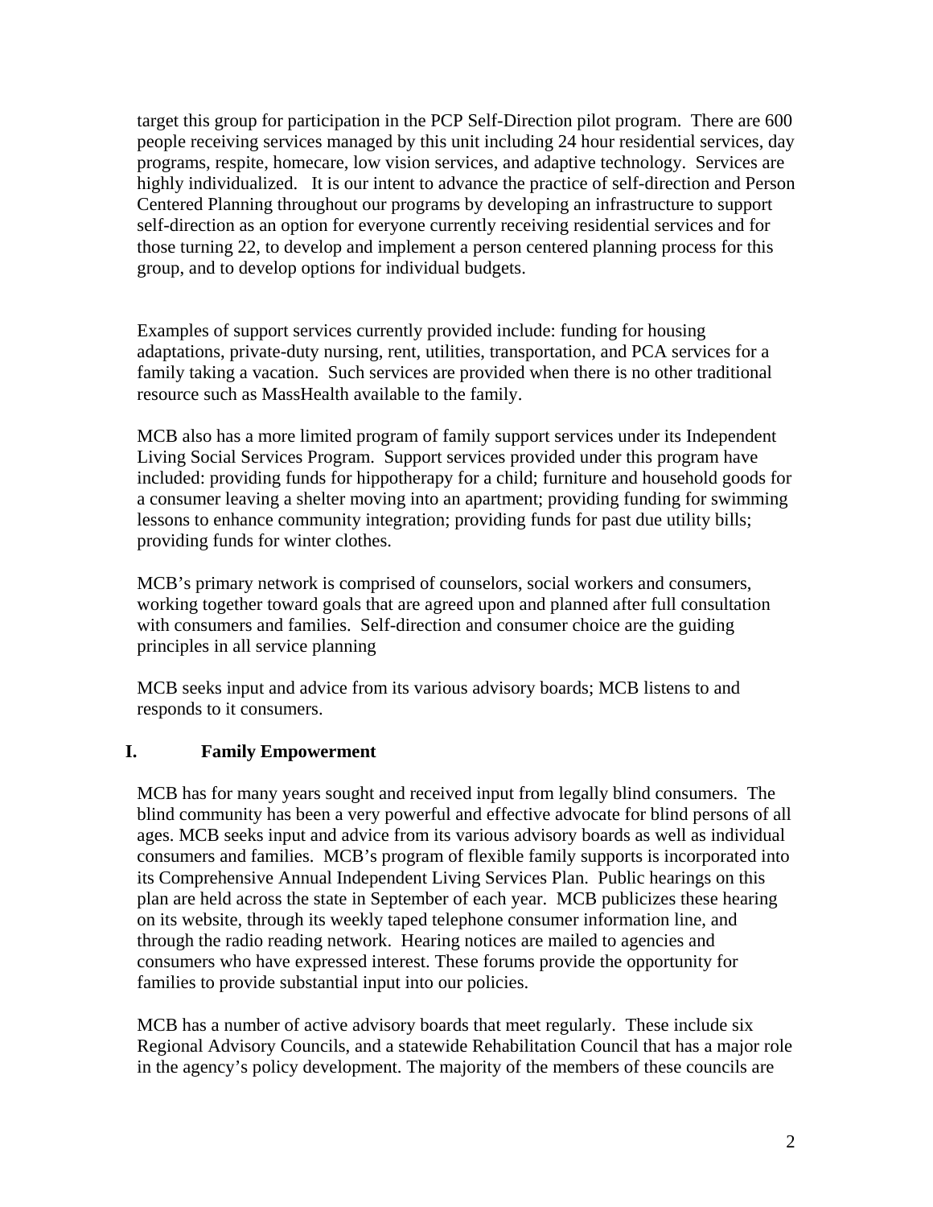target this group for participation in the PCP Self-Direction pilot program. There are 600 people receiving services managed by this unit including 24 hour residential services, day programs, respite, homecare, low vision services, and adaptive technology. Services are highly individualized. It is our intent to advance the practice of self-direction and Person Centered Planning throughout our programs by developing an infrastructure to support self-direction as an option for everyone currently receiving residential services and for those turning 22, to develop and implement a person centered planning process for this group, and to develop options for individual budgets.

Examples of support services currently provided include: funding for housing adaptations, private-duty nursing, rent, utilities, transportation, and PCA services for a family taking a vacation. Such services are provided when there is no other traditional resource such as MassHealth available to the family.

MCB also has a more limited program of family support services under its Independent Living Social Services Program. Support services provided under this program have included: providing funds for hippotherapy for a child; furniture and household goods for a consumer leaving a shelter moving into an apartment; providing funding for swimming lessons to enhance community integration; providing funds for past due utility bills; providing funds for winter clothes.

MCB's primary network is comprised of counselors, social workers and consumers, working together toward goals that are agreed upon and planned after full consultation with consumers and families. Self-direction and consumer choice are the guiding principles in all service planning

MCB seeks input and advice from its various advisory boards; MCB listens to and responds to it consumers.

## I. Family Empowerment

MCB has for many years sought and received input from legally blind consumers. The blind community has been a very powerful and effective advocate for blind persons of all ages. MCB seeks input and advice from its various advisory boards as well as individual consumers and families. MCB's program of flexible family supports is incorporated into its Comprehensive Annual Independent Living Services Plan. Public hearings on this plan are held across the state in September of each year. MCB publicizes these hearing on its website, through its weekly taped telephone consumer information line, and through the radio reading network. Hearing notices are mailed to agencies and consumers who have expressed interest. These forums provide the opportunity for families to provide substantial input into our policies.

MCB has a number of active advisory boards that meet regularly. These include six Regional Advisory Councils, and a statewide Rehabilitation Council that has a major role in the agency's policy development. The majority of the members of these councils are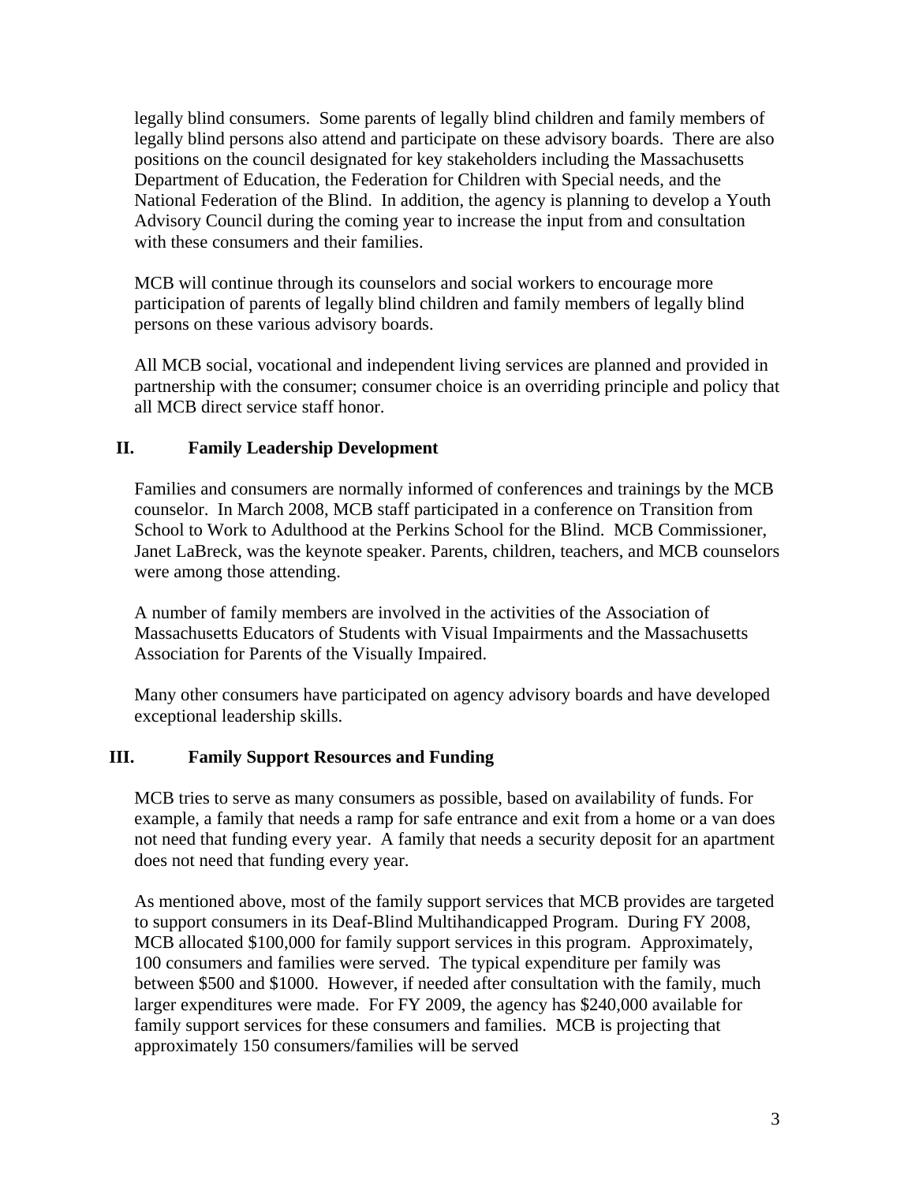legally blind consumers. Some parents of legally blind children and family members of legally blind persons also attend and participate on these advisory boards. There are also positions on the council designated for key stakeholders including the Massachusetts Department of Education, the Federation for Children with Special needs, and the National Federation of the Blind. In addition, the agency is planning to develop a Youth Advisory Council during the coming year to increase the input from and consultation with these consumers and their families.

MCB will continue through its counselors and social workers to encourage more participation of parents of legally blind children and family members of legally blind persons on these various advisory boards.

All MCB social, vocational and independent living services are planned and provided in partnership with the consumer; consumer choice is an overriding principle and policy that all MCB direct service staff honor.

## II. Family Leadership Development

Families and consumers are normally informed of conferences and trainings by the MCB counselor. In March 2008, MCB staff participated in a conference on Transition from School to Work to Adulthood at the Perkins School for the Blind. MCB Commissioner, Janet LaBreck, was the keynote speaker. Parents, children, teachers, and MCB counselors were among those attending.

A number of family members are involved in the activities of the Association of Massachusetts Educators of Students with Visual Impairments and the Massachusetts Association for Parents of the Visually Impaired.

Many other consumers have participated on agency advisory boards and have developed exceptional leadership skills.

## III. Family Support Resources and Funding

MCB tries to serve as many consumers as possible, based on availability of funds. For example, a family that needs a ramp for safe entrance and exit from a home or a van does not need that funding every year. A family that needs a security deposit for an apartment does not need that funding every year.

As mentioned above, most of the family support services that MCB provides are targeted to support consumers in its Deaf-Blind Multihandicapped Program. During FY 2008, MCB allocated $100,000 for family support services in this program. Approximately, 100 consumers and families were served. The typical expenditure per family was between $500 and $1000. However, if needed after consultation with the family, much larger expenditures were made. For FY 2009, the agency has $240,000 available for family support services for these consumers and families. MCB is projecting that approximately 150 consumers/families will be served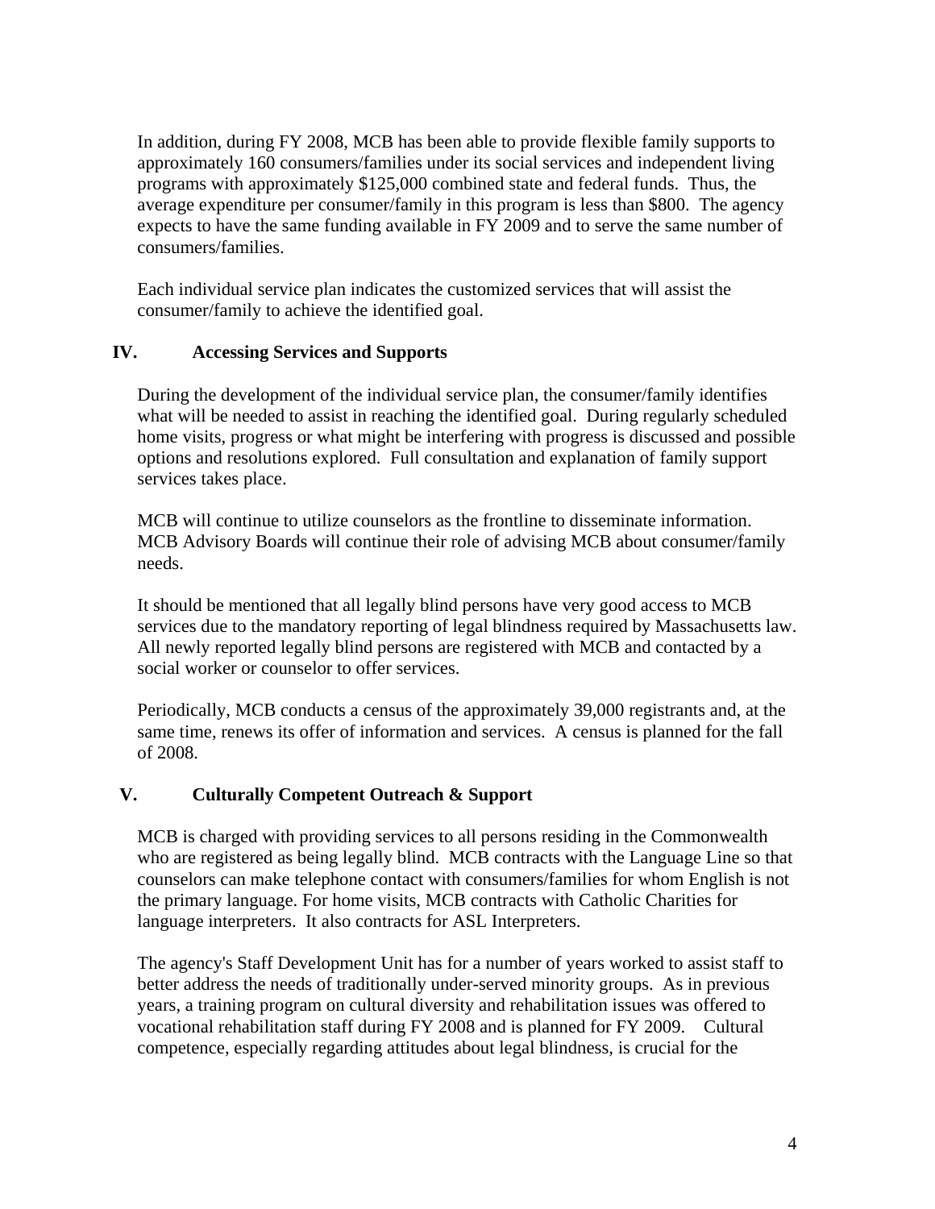In addition, during FY 2008, MCB has been able to provide flexible family supports to approximately 160 consumers/families under its social services and independent living programs with approximately $125,000 combined state and federal funds. Thus, the average expenditure per consumer/family in this program is less than $800. The agency expects to have the same funding available in FY 2009 and to serve the same number of consumers/families.

Each individual service plan indicates the customized services that will assist the consumer/family to achieve the identified goal.

## IV. Accessing Services and Supports

During the development of the individual service plan, the consumer/family identifies what will be needed to assist in reaching the identified goal. During regularly scheduled home visits, progress or what might be interfering with progress is discussed and possible options and resolutions explored. Full consultation and explanation of family support services takes place.

MCB will continue to utilize counselors as the frontline to disseminate information. MCB Advisory Boards will continue their role of advising MCB about consumer/family needs.

It should be mentioned that all legally blind persons have very good access to MCB services due to the mandatory reporting of legal blindness required by Massachusetts law. All newly reported legally blind persons are registered with MCB and contacted by a social worker or counselor to offer services.

Periodically, MCB conducts a census of the approximately 39,000 registrants and, at the same time, renews its offer of information and services. A census is planned for the fall of 2008.

## V. Culturally Competent Outreach & Support

MCB is charged with providing services to all persons residing in the Commonwealth who are registered as being legally blind. MCB contracts with the Language Line so that counselors can make telephone contact with consumers/families for whom English is not the primary language. For home visits, MCB contracts with Catholic Charities for language interpreters. It also contracts for ASL Interpreters.

The agency's Staff Development Unit has for a number of years worked to assist staff to better address the needs of traditionally under-served minority groups. As in previous years, a training program on cultural diversity and rehabilitation issues was offered to vocational rehabilitation staff during FY 2008 and is planned for FY 2009. Cultural competence, especially regarding attitudes about legal blindness, is crucial for the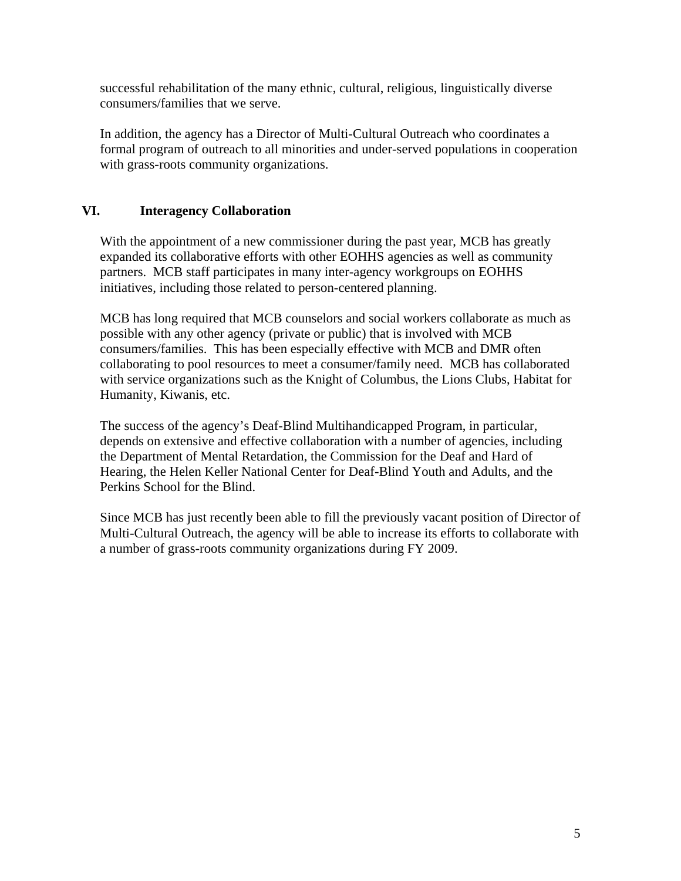successful rehabilitation of the many ethnic, cultural, religious, linguistically diverse consumers/families that we serve.

In addition, the agency has a Director of Multi-Cultural Outreach who coordinates a formal program of outreach to all minorities and under-served populations in cooperation with grass-roots community organizations.

## VI. Interagency Collaboration

With the appointment of a new commissioner during the past year, MCB has greatly expanded its collaborative efforts with other EOHHS agencies as well as community partners. MCB staff participates in many inter-agency workgroups on EOHHS initiatives, including those related to person-centered planning.

MCB has long required that MCB counselors and social workers collaborate as much as possible with any other agency (private or public) that is involved with MCB consumers/families. This has been especially effective with MCB and DMR often collaborating to pool resources to meet a consumer/family need. MCB has collaborated with service organizations such as the Knight of Columbus, the Lions Clubs, Habitat for Humanity, Kiwanis, etc.

The success of the agency's Deaf-Blind Multihandicapped Program, in particular, depends on extensive and effective collaboration with a number of agencies, including the Department of Mental Retardation, the Commission for the Deaf and Hard of Hearing, the Helen Keller National Center for Deaf-Blind Youth and Adults, and the Perkins School for the Blind.

Since MCB has just recently been able to fill the previously vacant position of Director of Multi-Cultural Outreach, the agency will be able to increase its efforts to collaborate with a number of grass-roots community organizations during FY 2009.